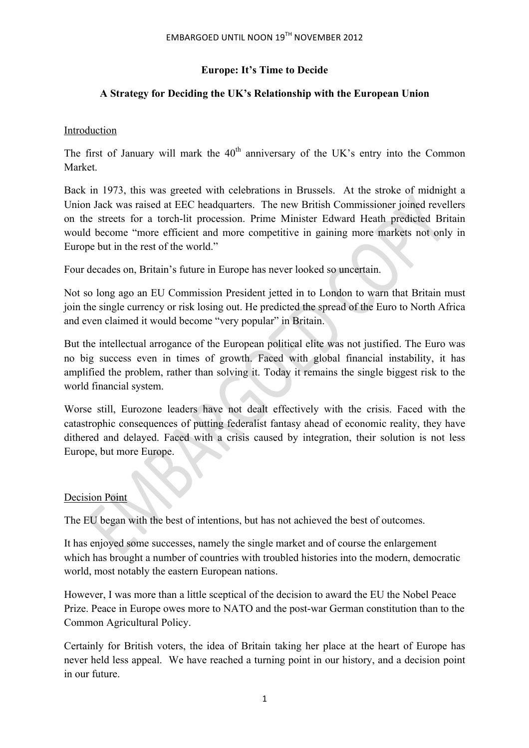EMBARGOED UNTIL NOON 19TH NOVEMBER 2012

# Europe: It's Time to Decide

## A Strategy for Deciding the UK's Relationship with the European Union

### Introduction

The first of January will mark the 40th anniversary of the UK's entry into the Common Market.

Back in 1973, this was greeted with celebrations in Brussels. At the stroke of midnight a Union Jack was raised at EEC headquarters. The new British Commissioner joined revellers on the streets for a torch-lit procession. Prime Minister Edward Heath predicted Britain would become "more efficient and more competitive in gaining more markets not only in Europe but in the rest of the world."

Four decades on, Britain's future in Europe has never looked so uncertain.

Not so long ago an EU Commission President jetted in to London to warn that Britain must join the single currency or risk losing out. He predicted the spread of the Euro to North Africa and even claimed it would become "very popular" in Britain.

But the intellectual arrogance of the European political elite was not justified. The Euro was no big success even in times of growth. Faced with global financial instability, it has amplified the problem, rather than solving it. Today it remains the single biggest risk to the world financial system.

Worse still, Eurozone leaders have not dealt effectively with the crisis. Faced with the catastrophic consequences of putting federalist fantasy ahead of economic reality, they have dithered and delayed. Faced with a crisis caused by integration, their solution is not less Europe, but more Europe.

### Decision Point

The EU began with the best of intentions, but has not achieved the best of outcomes.

It has enjoyed some successes, namely the single market and of course the enlargement which has brought a number of countries with troubled histories into the modern, democratic world, most notably the eastern European nations.

However, I was more than a little sceptical of the decision to award the EU the Nobel Peace Prize. Peace in Europe owes more to NATO and the post-war German constitution than to the Common Agricultural Policy.

Certainly for British voters, the idea of Britain taking her place at the heart of Europe has never held less appeal. We have reached a turning point in our history, and a decision point in our future.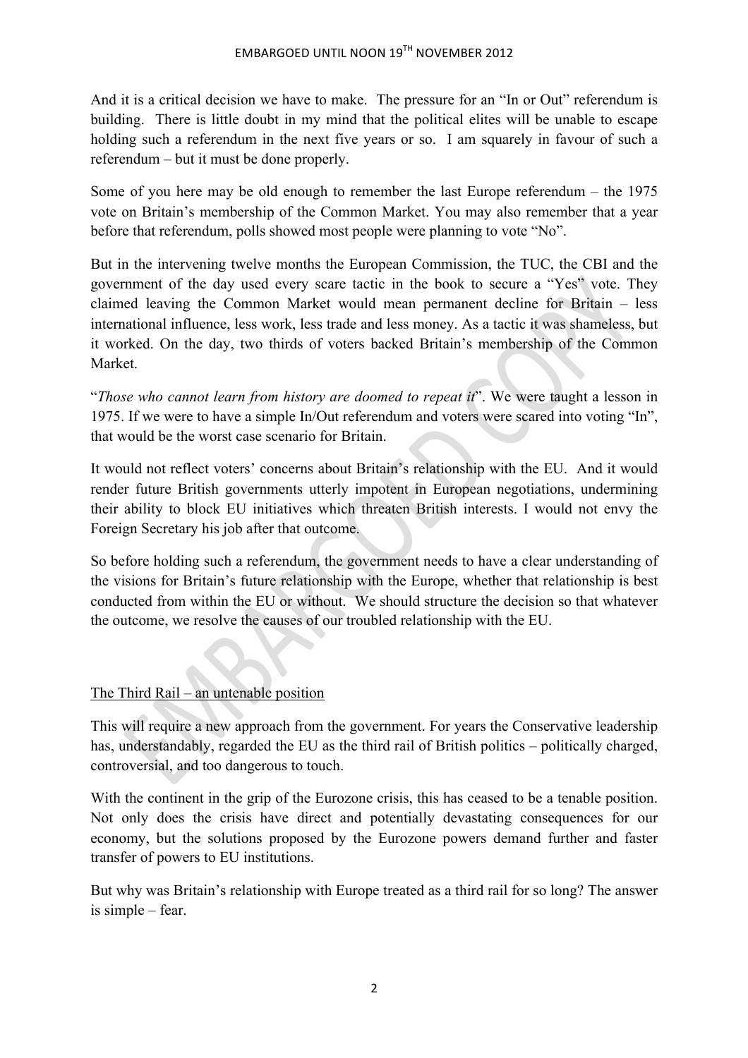And it is a critical decision we have to make. The pressure for an "In or Out" referendum is building. There is little doubt in my mind that the political elites will be unable to escape holding such a referendum in the next five years or so. I am squarely in favour of such a referendum – but it must be done properly.

Some of you here may be old enough to remember the last Europe referendum – the 1975 vote on Britain's membership of the Common Market. You may also remember that a year before that referendum, polls showed most people were planning to vote "No".

But in the intervening twelve months the European Commission, the TUC, the CBI and the government of the day used every scare tactic in the book to secure a "Yes" vote. They claimed leaving the Common Market would mean permanent decline for Britain – less international influence, less work, less trade and less money. As a tactic it was shameless, but it worked. On the day, two thirds of voters backed Britain's membership of the Common Market.

"*Those who cannot learn from history are doomed to repeat it*". We were taught a lesson in 1975. If we were to have a simple In/Out referendum and voters were scared into voting "In", that would be the worst case scenario for Britain.

It would not reflect voters' concerns about Britain's relationship with the EU. And it would render future British governments utterly impotent in European negotiations, undermining their ability to block EU initiatives which threaten British interests. I would not envy the Foreign Secretary his job after that outcome.

So before holding such a referendum, the government needs to have a clear understanding of the visions for Britain's future relationship with the Europe, whether that relationship is best conducted from within the EU or without. We should structure the decision so that whatever the outcome, we resolve the causes of our troubled relationship with the EU.

## The Third Rail – an untenable position

This will require a new approach from the government. For years the Conservative leadership has, understandably, regarded the EU as the third rail of British politics – politically charged, controversial, and too dangerous to touch.

With the continent in the grip of the Eurozone crisis, this has ceased to be a tenable position. Not only does the crisis have direct and potentially devastating consequences for our economy, but the solutions proposed by the Eurozone powers demand further and faster transfer of powers to EU institutions.

But why was Britain's relationship with Europe treated as a third rail for so long? The answer is simple – fear.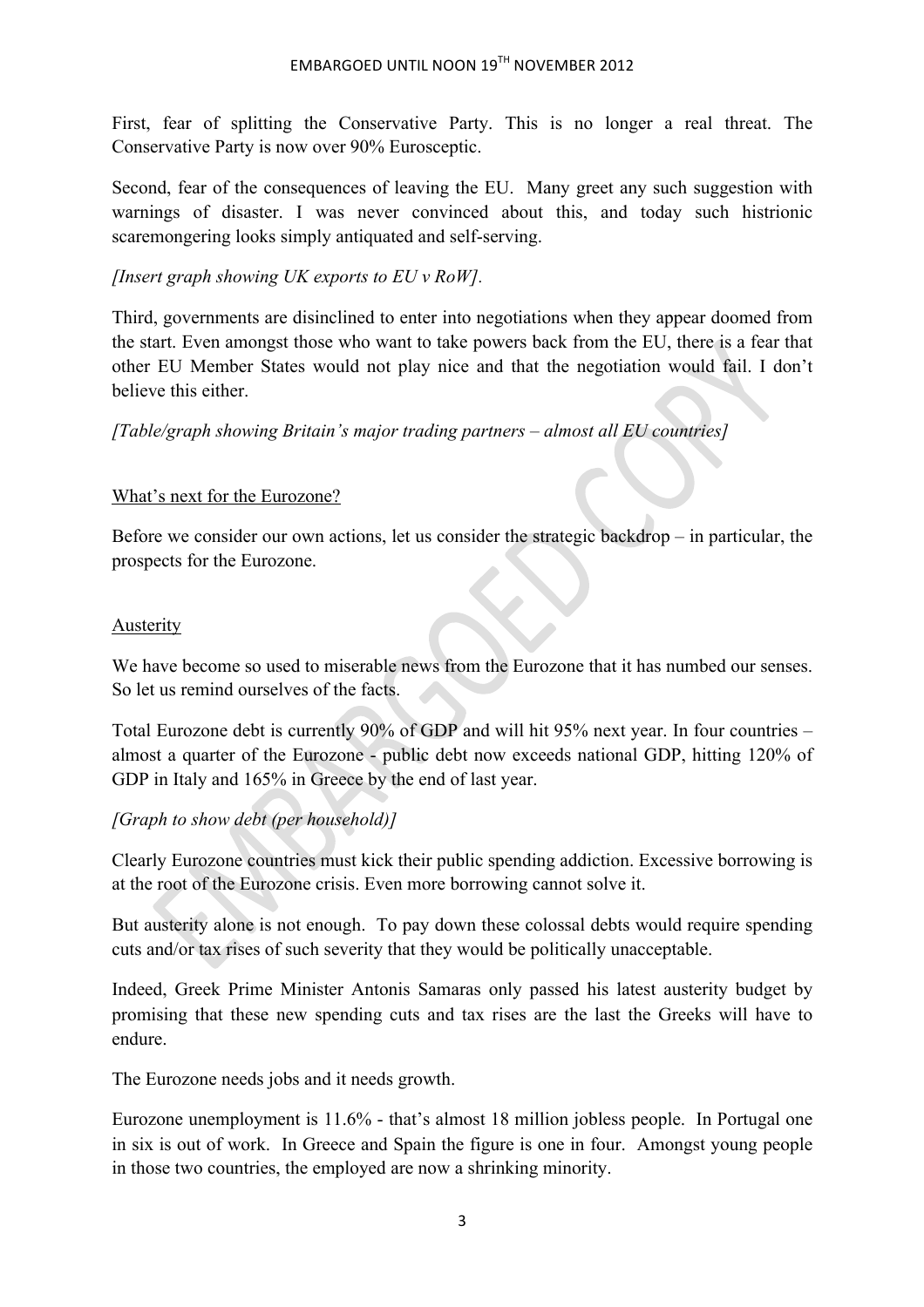First, fear of splitting the Conservative Party. This is no longer a real threat. The Conservative Party is now over 90% Eurosceptic.

Second, fear of the consequences of leaving the EU. Many greet any such suggestion with warnings of disaster. I was never convinced about this, and today such histrionic scaremongering looks simply antiquated and self-serving.

*[Insert graph showing UK exports to EU v RoW].*

Third, governments are disinclined to enter into negotiations when they appear doomed from the start. Even amongst those who want to take powers back from the EU, there is a fear that other EU Member States would not play nice and that the negotiation would fail. I don't believe this either.

*[Table/graph showing Britain's major trading partners – almost all EU countries]*

<u>What's next for the Eurozone?</u>

Before we consider our own actions, let us consider the strategic backdrop – in particular, the prospects for the Eurozone.

<u>Austerity</u>

We have become so used to miserable news from the Eurozone that it has numbed our senses. So let us remind ourselves of the facts.

Total Eurozone debt is currently 90% of GDP and will hit 95% next year. In four countries – almost a quarter of the Eurozone - public debt now exceeds national GDP, hitting 120% of GDP in Italy and 165% in Greece by the end of last year.

*[Graph to show debt (per household)]*

Clearly Eurozone countries must kick their public spending addiction. Excessive borrowing is at the root of the Eurozone crisis. Even more borrowing cannot solve it.

But austerity alone is not enough. To pay down these colossal debts would require spending cuts and/or tax rises of such severity that they would be politically unacceptable.

Indeed, Greek Prime Minister Antonis Samaras only passed his latest austerity budget by promising that these new spending cuts and tax rises are the last the Greeks will have to endure.

The Eurozone needs jobs and it needs growth.

Eurozone unemployment is 11.6% - that's almost 18 million jobless people. In Portugal one in six is out of work. In Greece and Spain the figure is one in four. Amongst young people in those two countries, the employed are now a shrinking minority.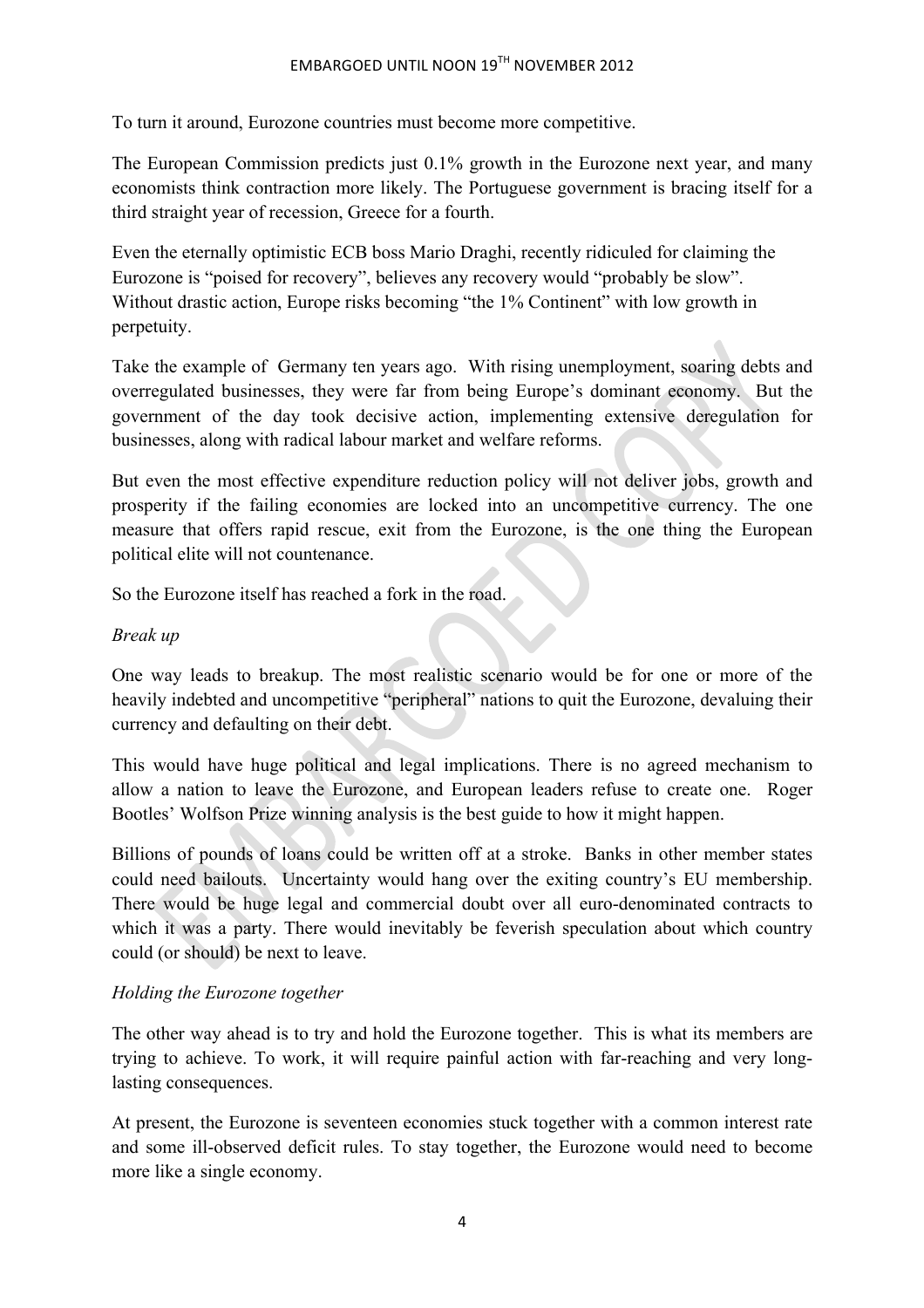To turn it around, Eurozone countries must become more competitive.

The European Commission predicts just 0.1% growth in the Eurozone next year, and many economists think contraction more likely. The Portuguese government is bracing itself for a third straight year of recession, Greece for a fourth.

Even the eternally optimistic ECB boss Mario Draghi, recently ridiculed for claiming the Eurozone is "poised for recovery", believes any recovery would "probably be slow". Without drastic action, Europe risks becoming "the 1% Continent" with low growth in perpetuity.

Take the example of Germany ten years ago. With rising unemployment, soaring debts and overregulated businesses, they were far from being Europe's dominant economy. But the government of the day took decisive action, implementing extensive deregulation for businesses, along with radical labour market and welfare reforms.

But even the most effective expenditure reduction policy will not deliver jobs, growth and prosperity if the failing economies are locked into an uncompetitive currency. The one measure that offers rapid rescue, exit from the Eurozone, is the one thing the European political elite will not countenance.

So the Eurozone itself has reached a fork in the road.

*Break up*

One way leads to breakup. The most realistic scenario would be for one or more of the heavily indebted and uncompetitive "peripheral" nations to quit the Eurozone, devaluing their currency and defaulting on their debt.

This would have huge political and legal implications. There is no agreed mechanism to allow a nation to leave the Eurozone, and European leaders refuse to create one. Roger Bootles' Wolfson Prize winning analysis is the best guide to how it might happen.

Billions of pounds of loans could be written off at a stroke. Banks in other member states could need bailouts. Uncertainty would hang over the exiting country's EU membership. There would be huge legal and commercial doubt over all euro-denominated contracts to which it was a party. There would inevitably be feverish speculation about which country could (or should) be next to leave.

*Holding the Eurozone together*

The other way ahead is to try and hold the Eurozone together. This is what its members are trying to achieve. To work, it will require painful action with far-reaching and very long-lasting consequences.

At present, the Eurozone is seventeen economies stuck together with a common interest rate and some ill-observed deficit rules. To stay together, the Eurozone would need to become more like a single economy.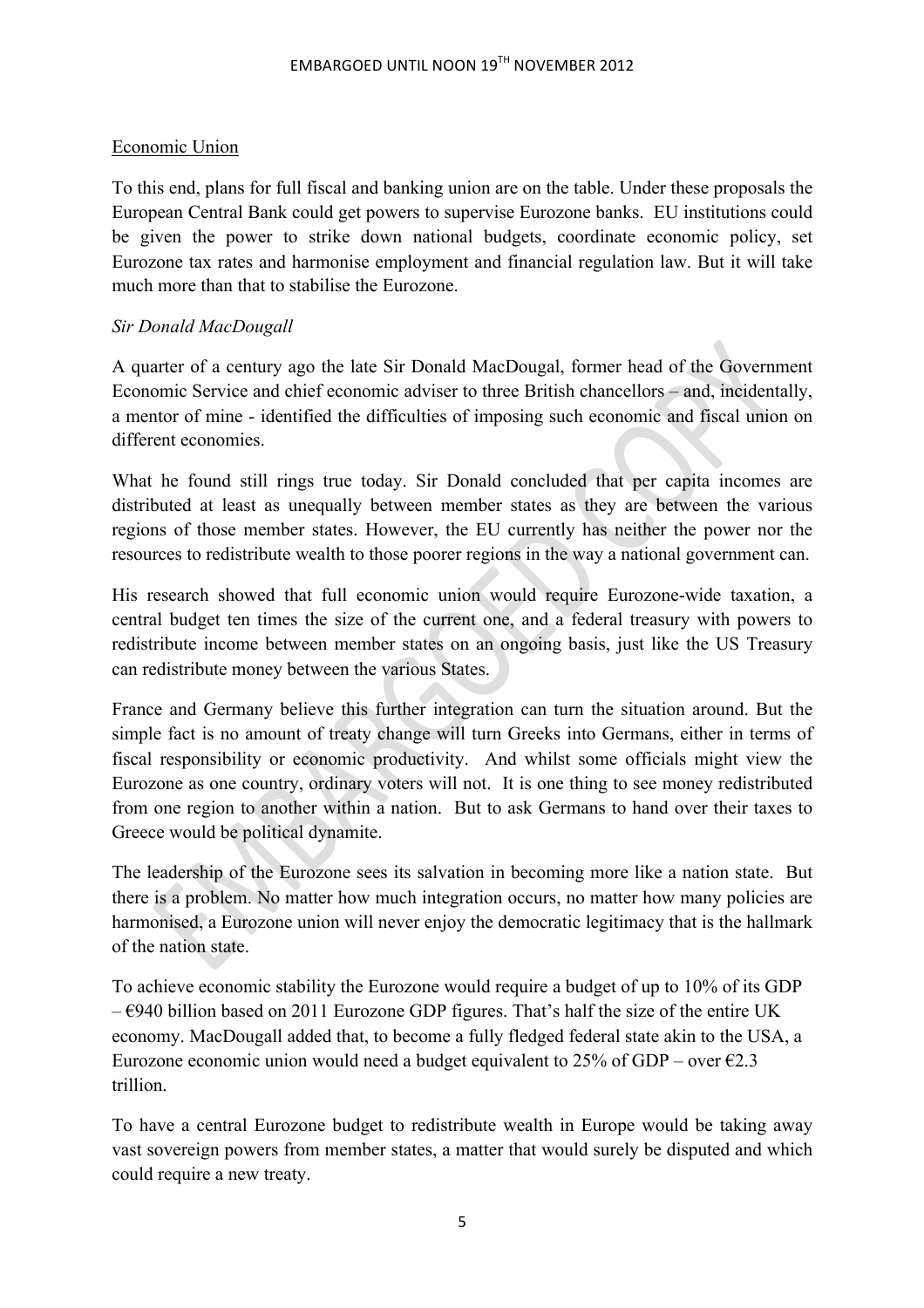Economic Union

To this end, plans for full fiscal and banking union are on the table. Under these proposals the European Central Bank could get powers to supervise Eurozone banks. EU institutions could be given the power to strike down national budgets, coordinate economic policy, set Eurozone tax rates and harmonise employment and financial regulation law. But it will take much more than that to stabilise the Eurozone.

*Sir Donald MacDougall*

A quarter of a century ago the late Sir Donald MacDougal, former head of the Government Economic Service and chief economic adviser to three British chancellors – and, incidentally, a mentor of mine - identified the difficulties of imposing such economic and fiscal union on different economies.

What he found still rings true today. Sir Donald concluded that per capita incomes are distributed at least as unequally between member states as they are between the various regions of those member states. However, the EU currently has neither the power nor the resources to redistribute wealth to those poorer regions in the way a national government can.

His research showed that full economic union would require Eurozone-wide taxation, a central budget ten times the size of the current one, and a federal treasury with powers to redistribute income between member states on an ongoing basis, just like the US Treasury can redistribute money between the various States.

France and Germany believe this further integration can turn the situation around. But the simple fact is no amount of treaty change will turn Greeks into Germans, either in terms of fiscal responsibility or economic productivity. And whilst some officials might view the Eurozone as one country, ordinary voters will not. It is one thing to see money redistributed from one region to another within a nation. But to ask Germans to hand over their taxes to Greece would be political dynamite.

The leadership of the Eurozone sees its salvation in becoming more like a nation state. But there is a problem. No matter how much integration occurs, no matter how many policies are harmonised, a Eurozone union will never enjoy the democratic legitimacy that is the hallmark of the nation state.

To achieve economic stability the Eurozone would require a budget of up to 10% of its GDP – €940 billion based on 2011 Eurozone GDP figures. That's half the size of the entire UK economy. MacDougall added that, to become a fully fledged federal state akin to the USA, a Eurozone economic union would need a budget equivalent to 25% of GDP – over €2.3 trillion.

To have a central Eurozone budget to redistribute wealth in Europe would be taking away vast sovereign powers from member states, a matter that would surely be disputed and which could require a new treaty.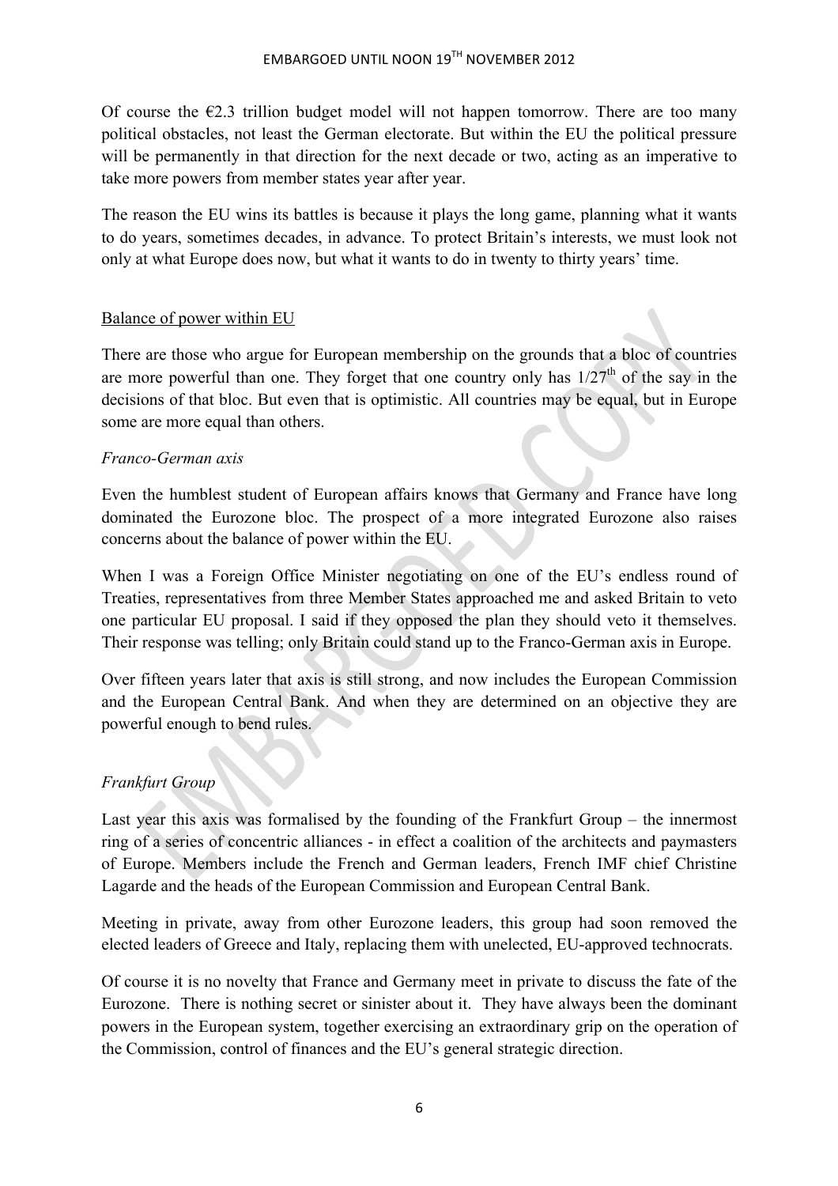Of course the €2.3 trillion budget model will not happen tomorrow. There are too many political obstacles, not least the German electorate. But within the EU the political pressure will be permanently in that direction for the next decade or two, acting as an imperative to take more powers from member states year after year.

The reason the EU wins its battles is because it plays the long game, planning what it wants to do years, sometimes decades, in advance. To protect Britain's interests, we must look not only at what Europe does now, but what it wants to do in twenty to thirty years' time.

## Balance of power within EU

There are those who argue for European membership on the grounds that a bloc of countries are more powerful than one. They forget that one country only has 1/27th of the say in the decisions of that bloc. But even that is optimistic. All countries may be equal, but in Europe some are more equal than others.

### *Franco-German axis*

Even the humblest student of European affairs knows that Germany and France have long dominated the Eurozone bloc. The prospect of a more integrated Eurozone also raises concerns about the balance of power within the EU.

When I was a Foreign Office Minister negotiating on one of the EU's endless round of Treaties, representatives from three Member States approached me and asked Britain to veto one particular EU proposal. I said if they opposed the plan they should veto it themselves. Their response was telling; only Britain could stand up to the Franco-German axis in Europe.

Over fifteen years later that axis is still strong, and now includes the European Commission and the European Central Bank. And when they are determined on an objective they are powerful enough to bend rules.

### *Frankfurt Group*

Last year this axis was formalised by the founding of the Frankfurt Group – the innermost ring of a series of concentric alliances - in effect a coalition of the architects and paymasters of Europe. Members include the French and German leaders, French IMF chief Christine Lagarde and the heads of the European Commission and European Central Bank.

Meeting in private, away from other Eurozone leaders, this group had soon removed the elected leaders of Greece and Italy, replacing them with unelected, EU-approved technocrats.

Of course it is no novelty that France and Germany meet in private to discuss the fate of the Eurozone. There is nothing secret or sinister about it. They have always been the dominant powers in the European system, together exercising an extraordinary grip on the operation of the Commission, control of finances and the EU's general strategic direction.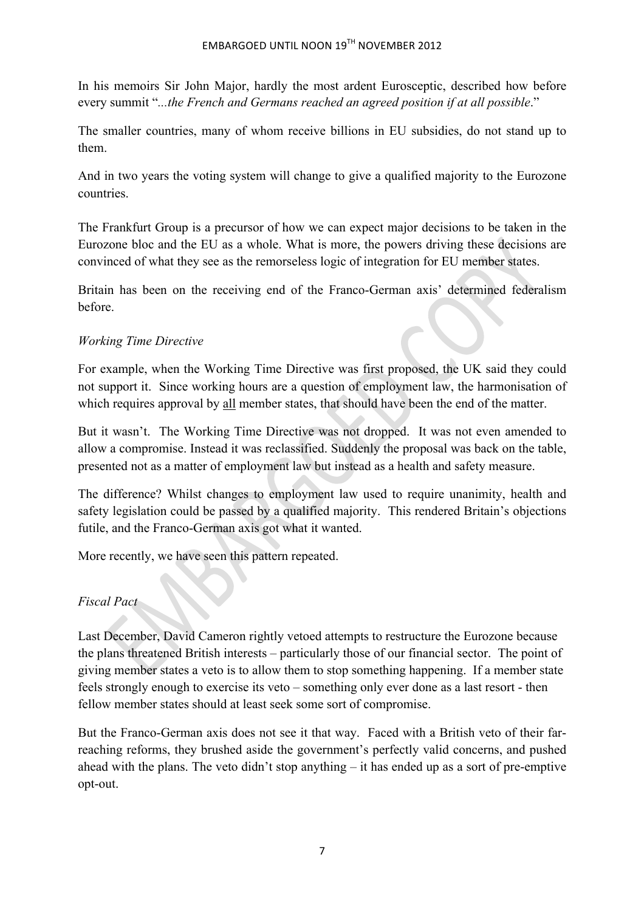In his memoirs Sir John Major, hardly the most ardent Eurosceptic, described how before every summit "*...the French and Germans reached an agreed position if at all possible*."

The smaller countries, many of whom receive billions in EU subsidies, do not stand up to them.

And in two years the voting system will change to give a qualified majority to the Eurozone countries.

The Frankfurt Group is a precursor of how we can expect major decisions to be taken in the Eurozone bloc and the EU as a whole. What is more, the powers driving these decisions are convinced of what they see as the remorseless logic of integration for EU member states.

Britain has been on the receiving end of the Franco-German axis' determined federalism before.

*Working Time Directive*

For example, when the Working Time Directive was first proposed, the UK said they could not support it. Since working hours are a question of employment law, the harmonisation of which requires approval by <u>all</u> member states, that should have been the end of the matter.

But it wasn't. The Working Time Directive was not dropped. It was not even amended to allow a compromise. Instead it was reclassified. Suddenly the proposal was back on the table, presented not as a matter of employment law but instead as a health and safety measure.

The difference? Whilst changes to employment law used to require unanimity, health and safety legislation could be passed by a qualified majority. This rendered Britain's objections futile, and the Franco-German axis got what it wanted.

More recently, we have seen this pattern repeated.

*Fiscal Pact*

Last December, David Cameron rightly vetoed attempts to restructure the Eurozone because the plans threatened British interests – particularly those of our financial sector. The point of giving member states a veto is to allow them to stop something happening. If a member state feels strongly enough to exercise its veto – something only ever done as a last resort - then fellow member states should at least seek some sort of compromise.

But the Franco-German axis does not see it that way. Faced with a British veto of their far-reaching reforms, they brushed aside the government's perfectly valid concerns, and pushed ahead with the plans. The veto didn't stop anything – it has ended up as a sort of pre-emptive opt-out.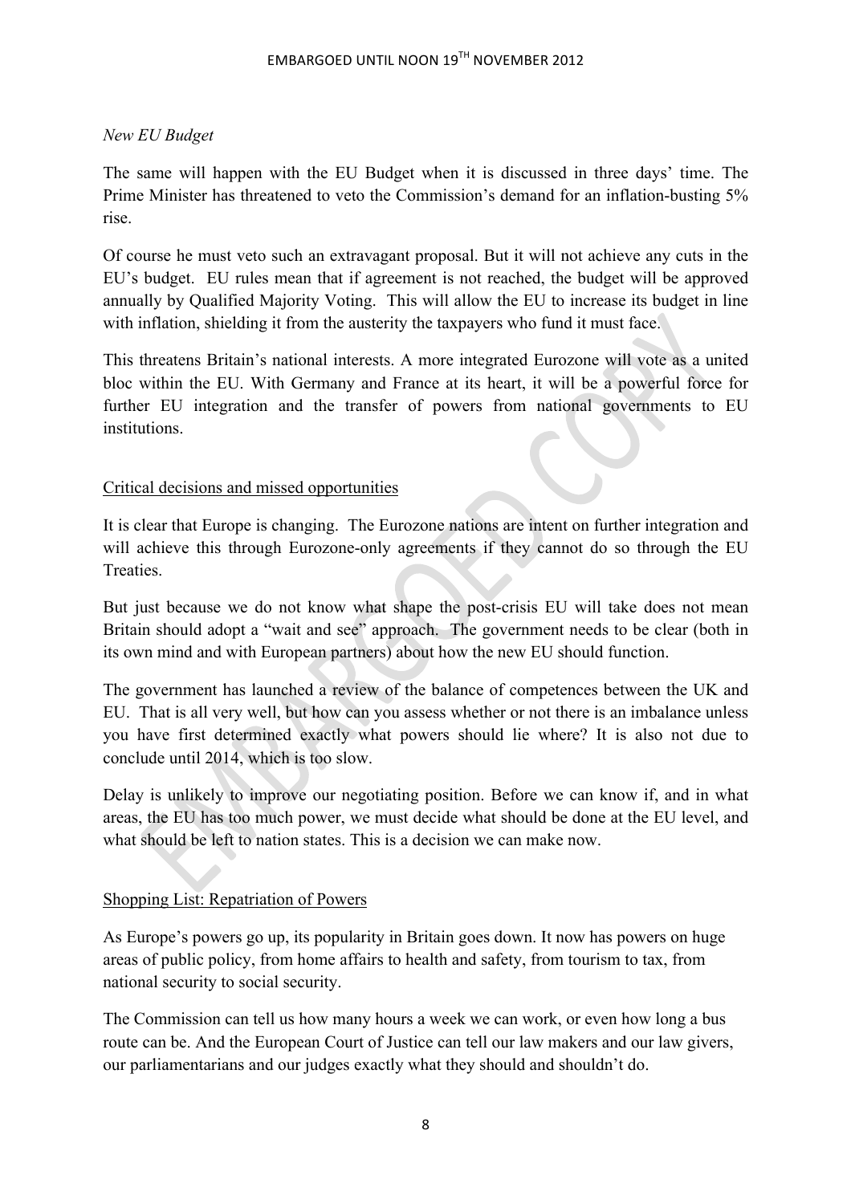*New EU Budget*

The same will happen with the EU Budget when it is discussed in three days' time. The Prime Minister has threatened to veto the Commission's demand for an inflation-busting 5% rise.

Of course he must veto such an extravagant proposal. But it will not achieve any cuts in the EU's budget. EU rules mean that if agreement is not reached, the budget will be approved annually by Qualified Majority Voting. This will allow the EU to increase its budget in line with inflation, shielding it from the austerity the taxpayers who fund it must face.

This threatens Britain's national interests. A more integrated Eurozone will vote as a united bloc within the EU. With Germany and France at its heart, it will be a powerful force for further EU integration and the transfer of powers from national governments to EU institutions.

## Critical decisions and missed opportunities

It is clear that Europe is changing. The Eurozone nations are intent on further integration and will achieve this through Eurozone-only agreements if they cannot do so through the EU Treaties.

But just because we do not know what shape the post-crisis EU will take does not mean Britain should adopt a "wait and see" approach. The government needs to be clear (both in its own mind and with European partners) about how the new EU should function.

The government has launched a review of the balance of competences between the UK and EU. That is all very well, but how can you assess whether or not there is an imbalance unless you have first determined exactly what powers should lie where? It is also not due to conclude until 2014, which is too slow.

Delay is unlikely to improve our negotiating position. Before we can know if, and in what areas, the EU has too much power, we must decide what should be done at the EU level, and what should be left to nation states. This is a decision we can make now.

## Shopping List: Repatriation of Powers

As Europe's powers go up, its popularity in Britain goes down. It now has powers on huge areas of public policy, from home affairs to health and safety, from tourism to tax, from national security to social security.

The Commission can tell us how many hours a week we can work, or even how long a bus route can be. And the European Court of Justice can tell our law makers and our law givers, our parliamentarians and our judges exactly what they should and shouldn't do.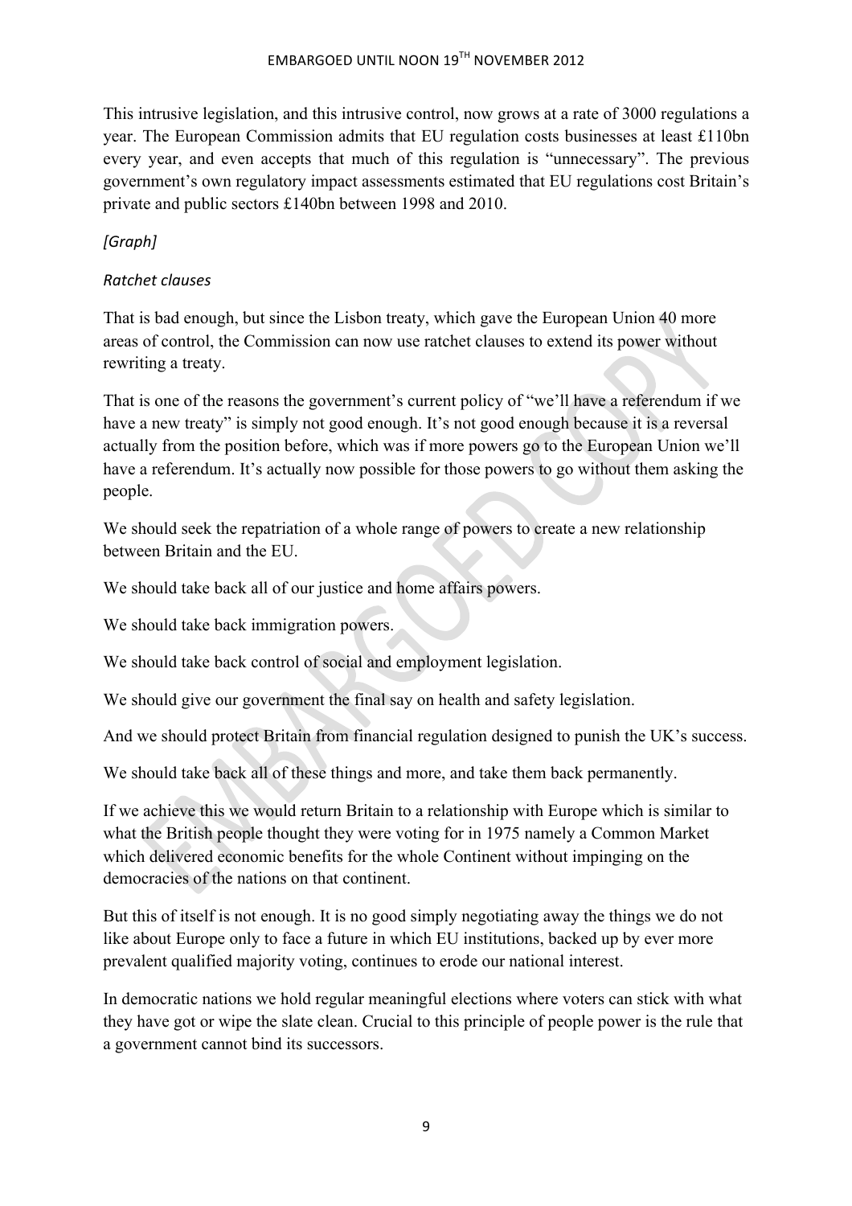This intrusive legislation, and this intrusive control, now grows at a rate of 3000 regulations a year. The European Commission admits that EU regulation costs businesses at least £110bn every year, and even accepts that much of this regulation is "unnecessary". The previous government's own regulatory impact assessments estimated that EU regulations cost Britain's private and public sectors £140bn between 1998 and 2010.

*[Graph]*

*Ratchet clauses*

That is bad enough, but since the Lisbon treaty, which gave the European Union 40 more areas of control, the Commission can now use ratchet clauses to extend its power without rewriting a treaty.

That is one of the reasons the government's current policy of "we'll have a referendum if we have a new treaty" is simply not good enough. It's not good enough because it is a reversal actually from the position before, which was if more powers go to the European Union we'll have a referendum. It's actually now possible for those powers to go without them asking the people.

We should seek the repatriation of a whole range of powers to create a new relationship between Britain and the EU.

We should take back all of our justice and home affairs powers.

We should take back immigration powers.

We should take back control of social and employment legislation.

We should give our government the final say on health and safety legislation.

And we should protect Britain from financial regulation designed to punish the UK's success.

We should take back all of these things and more, and take them back permanently.

If we achieve this we would return Britain to a relationship with Europe which is similar to what the British people thought they were voting for in 1975 namely a Common Market which delivered economic benefits for the whole Continent without impinging on the democracies of the nations on that continent.

But this of itself is not enough. It is no good simply negotiating away the things we do not like about Europe only to face a future in which EU institutions, backed up by ever more prevalent qualified majority voting, continues to erode our national interest.

In democratic nations we hold regular meaningful elections where voters can stick with what they have got or wipe the slate clean. Crucial to this principle of people power is the rule that a government cannot bind its successors.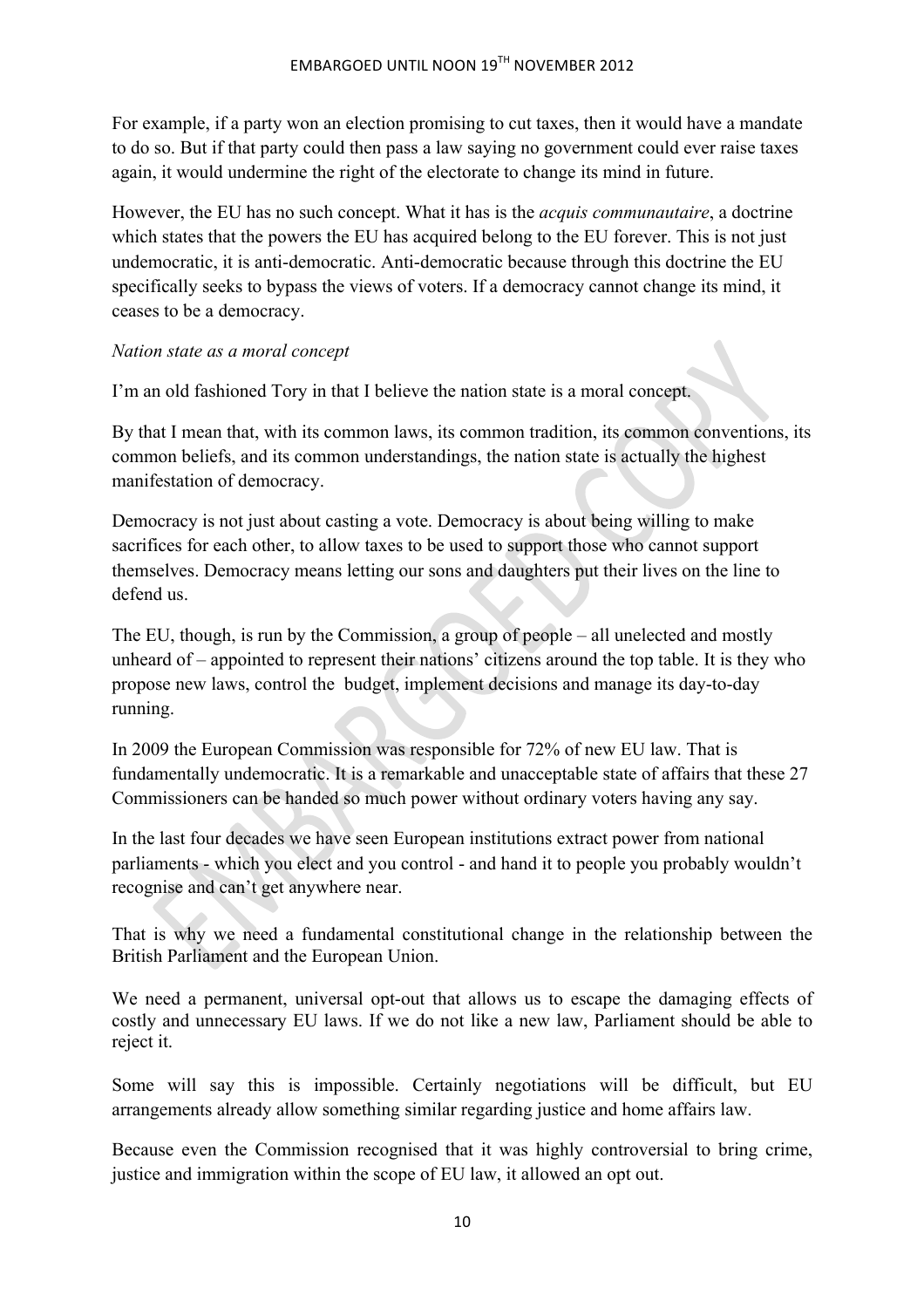For example, if a party won an election promising to cut taxes, then it would have a mandate to do so. But if that party could then pass a law saying no government could ever raise taxes again, it would undermine the right of the electorate to change its mind in future.

However, the EU has no such concept. What it has is the *acquis communautaire*, a doctrine which states that the powers the EU has acquired belong to the EU forever. This is not just undemocratic, it is anti-democratic. Anti-democratic because through this doctrine the EU specifically seeks to bypass the views of voters. If a democracy cannot change its mind, it ceases to be a democracy.

*Nation state as a moral concept*

I'm an old fashioned Tory in that I believe the nation state is a moral concept.

By that I mean that, with its common laws, its common tradition, its common conventions, its common beliefs, and its common understandings, the nation state is actually the highest manifestation of democracy.

Democracy is not just about casting a vote. Democracy is about being willing to make sacrifices for each other, to allow taxes to be used to support those who cannot support themselves. Democracy means letting our sons and daughters put their lives on the line to defend us.

The EU, though, is run by the Commission, a group of people – all unelected and mostly unheard of – appointed to represent their nations' citizens around the top table. It is they who propose new laws, control the budget, implement decisions and manage its day-to-day running.

In 2009 the European Commission was responsible for 72% of new EU law. That is fundamentally undemocratic. It is a remarkable and unacceptable state of affairs that these 27 Commissioners can be handed so much power without ordinary voters having any say.

In the last four decades we have seen European institutions extract power from national parliaments - which you elect and you control - and hand it to people you probably wouldn't recognise and can't get anywhere near.

That is why we need a fundamental constitutional change in the relationship between the British Parliament and the European Union.

We need a permanent, universal opt-out that allows us to escape the damaging effects of costly and unnecessary EU laws. If we do not like a new law, Parliament should be able to reject it.

Some will say this is impossible. Certainly negotiations will be difficult, but EU arrangements already allow something similar regarding justice and home affairs law.

Because even the Commission recognised that it was highly controversial to bring crime, justice and immigration within the scope of EU law, it allowed an opt out.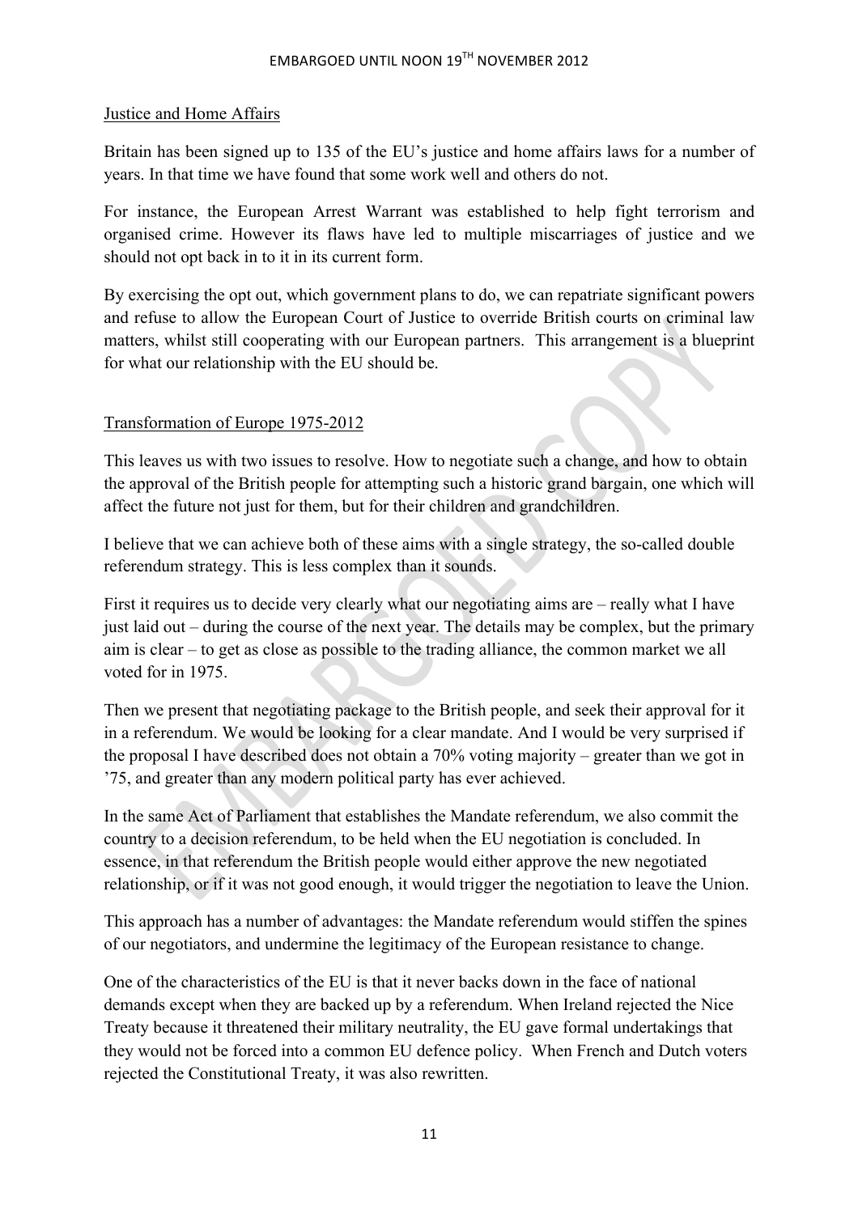## Justice and Home Affairs

Britain has been signed up to 135 of the EU's justice and home affairs laws for a number of years. In that time we have found that some work well and others do not.

For instance, the European Arrest Warrant was established to help fight terrorism and organised crime. However its flaws have led to multiple miscarriages of justice and we should not opt back in to it in its current form.

By exercising the opt out, which government plans to do, we can repatriate significant powers and refuse to allow the European Court of Justice to override British courts on criminal law matters, whilst still cooperating with our European partners. This arrangement is a blueprint for what our relationship with the EU should be.

## Transformation of Europe 1975-2012

This leaves us with two issues to resolve. How to negotiate such a change, and how to obtain the approval of the British people for attempting such a historic grand bargain, one which will affect the future not just for them, but for their children and grandchildren.

I believe that we can achieve both of these aims with a single strategy, the so-called double referendum strategy. This is less complex than it sounds.

First it requires us to decide very clearly what our negotiating aims are – really what I have just laid out – during the course of the next year. The details may be complex, but the primary aim is clear – to get as close as possible to the trading alliance, the common market we all voted for in 1975.

Then we present that negotiating package to the British people, and seek their approval for it in a referendum. We would be looking for a clear mandate. And I would be very surprised if the proposal I have described does not obtain a 70% voting majority – greater than we got in '75, and greater than any modern political party has ever achieved.

In the same Act of Parliament that establishes the Mandate referendum, we also commit the country to a decision referendum, to be held when the EU negotiation is concluded. In essence, in that referendum the British people would either approve the new negotiated relationship, or if it was not good enough, it would trigger the negotiation to leave the Union.

This approach has a number of advantages: the Mandate referendum would stiffen the spines of our negotiators, and undermine the legitimacy of the European resistance to change.

One of the characteristics of the EU is that it never backs down in the face of national demands except when they are backed up by a referendum. When Ireland rejected the Nice Treaty because it threatened their military neutrality, the EU gave formal undertakings that they would not be forced into a common EU defence policy. When French and Dutch voters rejected the Constitutional Treaty, it was also rewritten.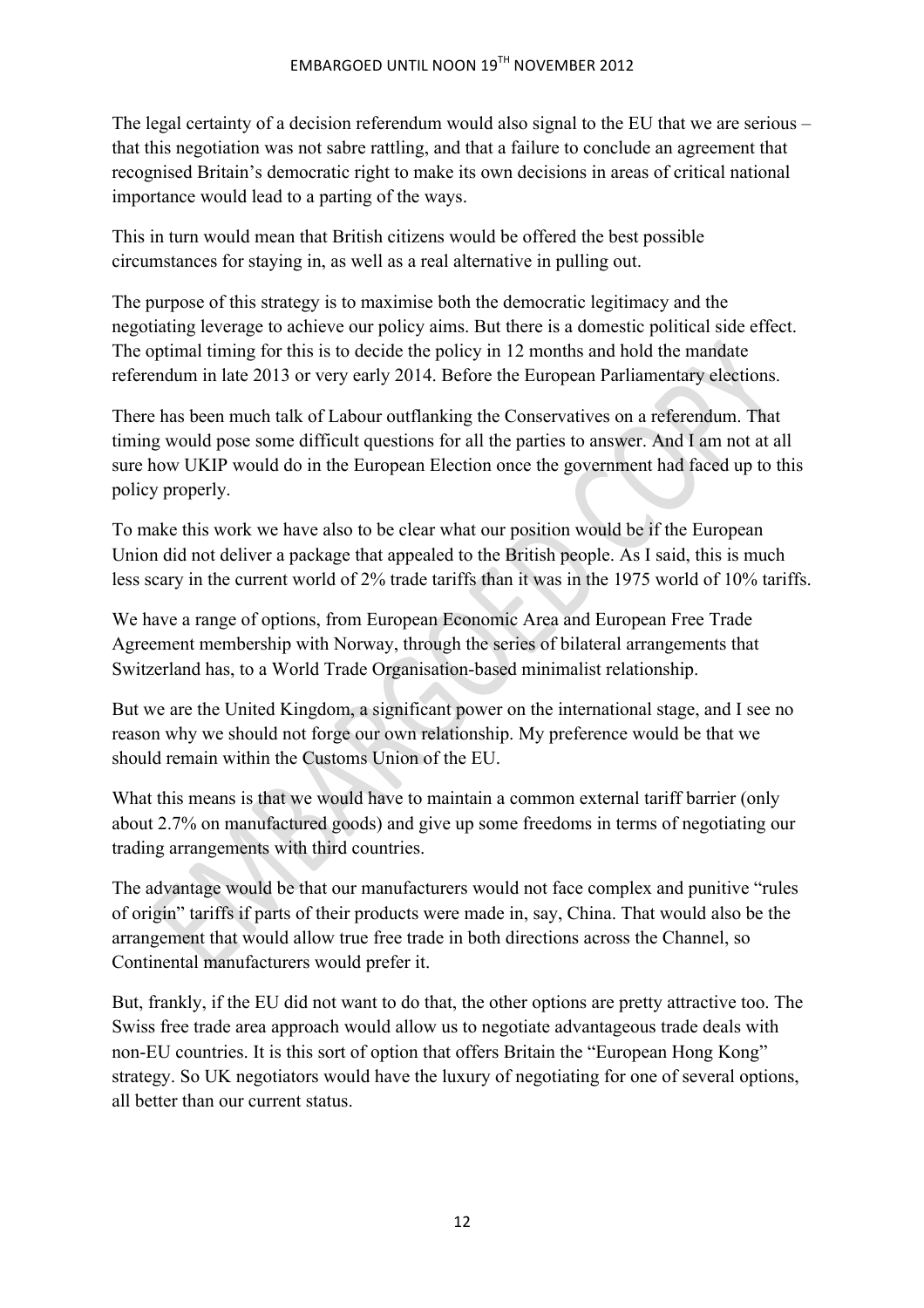The legal certainty of a decision referendum would also signal to the EU that we are serious – that this negotiation was not sabre rattling, and that a failure to conclude an agreement that recognised Britain's democratic right to make its own decisions in areas of critical national importance would lead to a parting of the ways.

This in turn would mean that British citizens would be offered the best possible circumstances for staying in, as well as a real alternative in pulling out.

The purpose of this strategy is to maximise both the democratic legitimacy and the negotiating leverage to achieve our policy aims. But there is a domestic political side effect. The optimal timing for this is to decide the policy in 12 months and hold the mandate referendum in late 2013 or very early 2014. Before the European Parliamentary elections.

There has been much talk of Labour outflanking the Conservatives on a referendum. That timing would pose some difficult questions for all the parties to answer. And I am not at all sure how UKIP would do in the European Election once the government had faced up to this policy properly.

To make this work we have also to be clear what our position would be if the European Union did not deliver a package that appealed to the British people. As I said, this is much less scary in the current world of 2% trade tariffs than it was in the 1975 world of 10% tariffs.

We have a range of options, from European Economic Area and European Free Trade Agreement membership with Norway, through the series of bilateral arrangements that Switzerland has, to a World Trade Organisation-based minimalist relationship.

But we are the United Kingdom, a significant power on the international stage, and I see no reason why we should not forge our own relationship. My preference would be that we should remain within the Customs Union of the EU.

What this means is that we would have to maintain a common external tariff barrier (only about 2.7% on manufactured goods) and give up some freedoms in terms of negotiating our trading arrangements with third countries.

The advantage would be that our manufacturers would not face complex and punitive "rules of origin" tariffs if parts of their products were made in, say, China. That would also be the arrangement that would allow true free trade in both directions across the Channel, so Continental manufacturers would prefer it.

But, frankly, if the EU did not want to do that, the other options are pretty attractive too. The Swiss free trade area approach would allow us to negotiate advantageous trade deals with non-EU countries. It is this sort of option that offers Britain the "European Hong Kong" strategy. So UK negotiators would have the luxury of negotiating for one of several options, all better than our current status.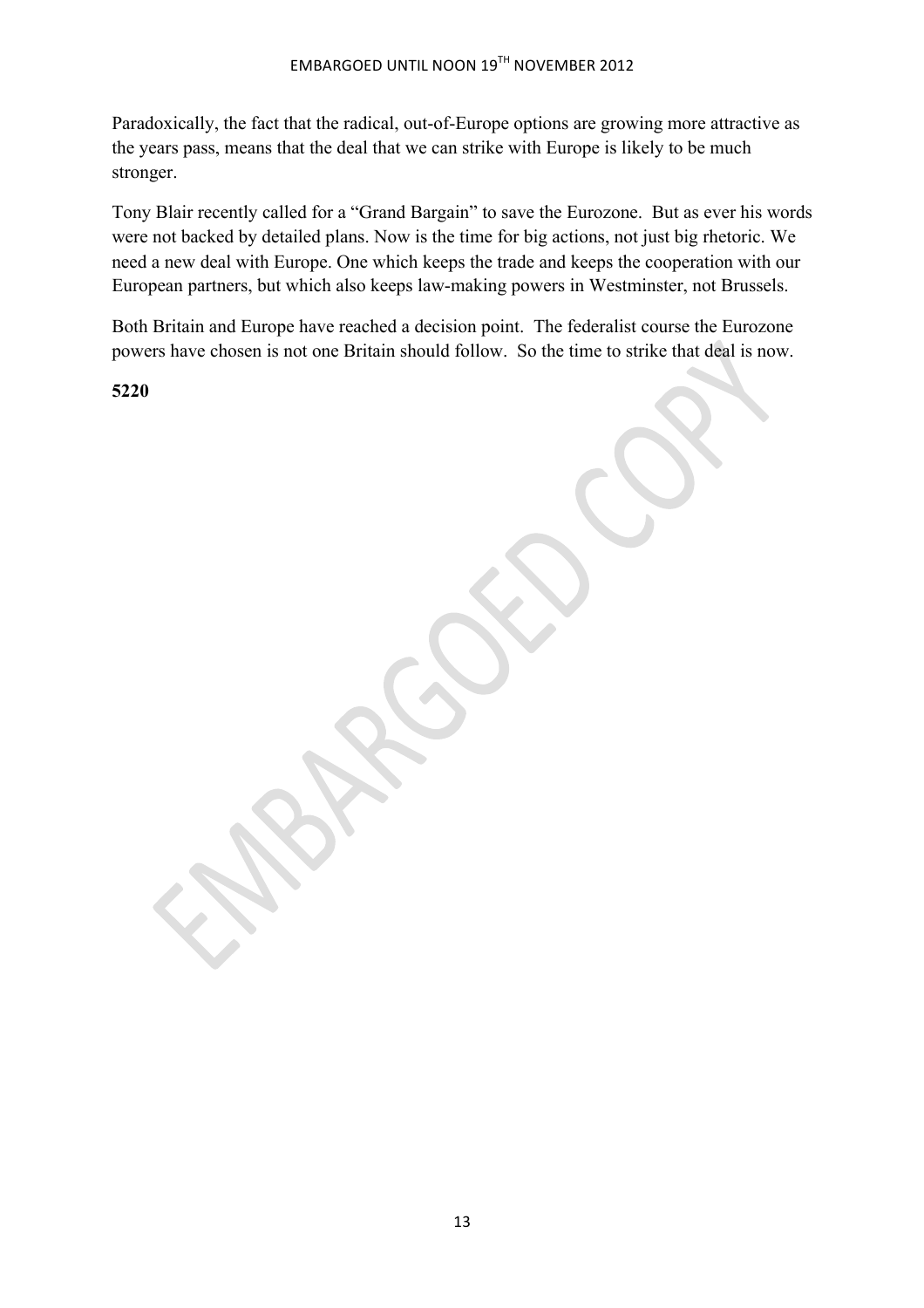Paradoxically, the fact that the radical, out-of-Europe options are growing more attractive as the years pass, means that the deal that we can strike with Europe is likely to be much stronger.

Tony Blair recently called for a "Grand Bargain" to save the Eurozone. But as ever his words were not backed by detailed plans. Now is the time for big actions, not just big rhetoric. We need a new deal with Europe. One which keeps the trade and keeps the cooperation with our European partners, but which also keeps law-making powers in Westminster, not Brussels.

Both Britain and Europe have reached a decision point. The federalist course the Eurozone powers have chosen is not one Britain should follow. So the time to strike that deal is now.

**5220**